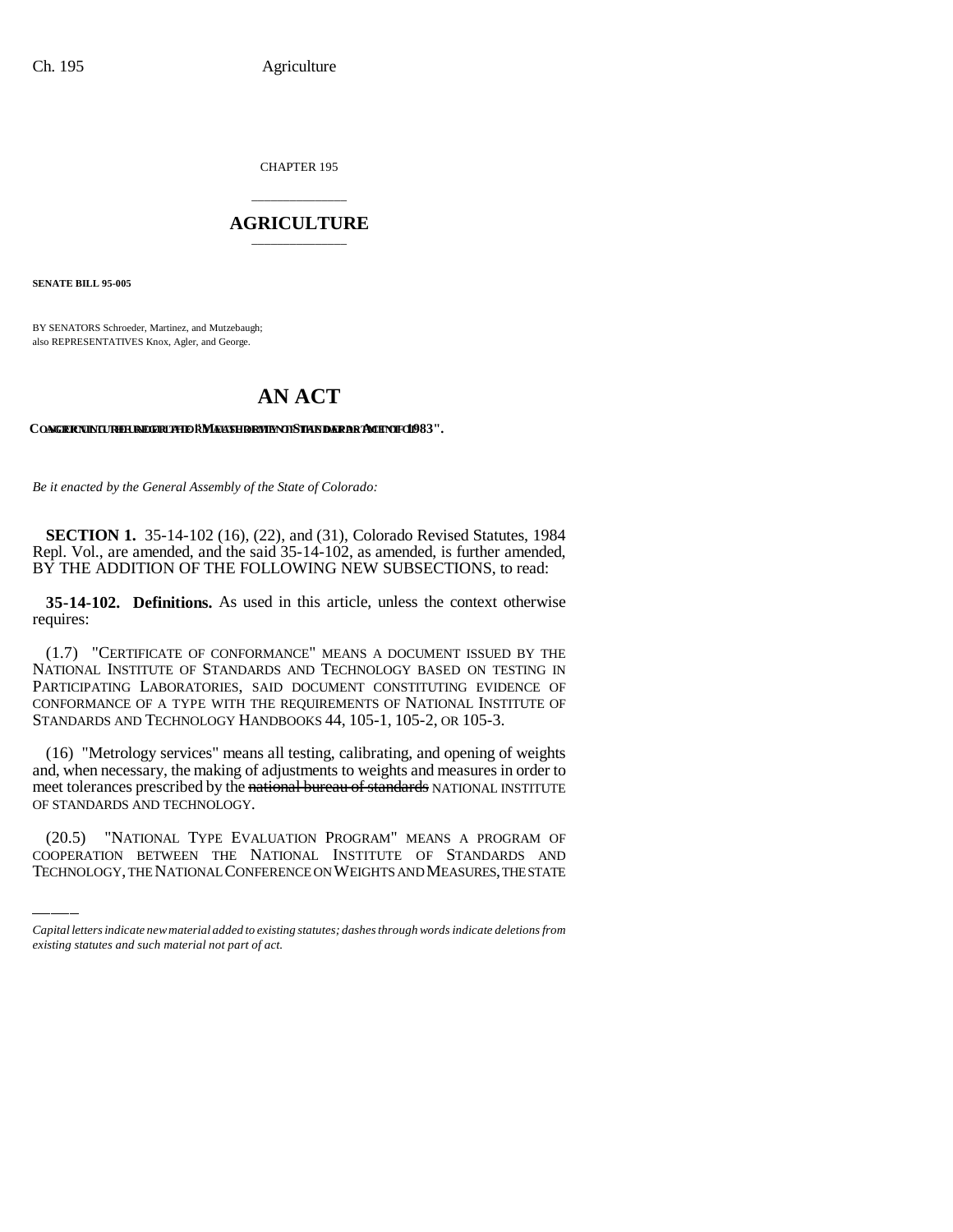CHAPTER 195

## AGRICULTURE

**SENATE BILL 95-005**

BY SENATORS Schroeder, Martinez, and Mutzebaugh;
also REPRESENTATIVES Knox, Agler, and George.

# AN ACT

**CONCERNING AMENDMENTS TO THE "MEASUREMENT STANDARDS ACT OF 1983".**

*Be it enacted by the General Assembly of the State of Colorado:*

**SECTION 1.** 35-14-102 (16), (22), and (31), Colorado Revised Statutes, 1984 Repl. Vol., are amended, and the said 35-14-102, as amended, is further amended, BY THE ADDITION OF THE FOLLOWING NEW SUBSECTIONS, to read:

**35-14-102. Definitions.** As used in this article, unless the context otherwise requires:

(1.7) "CERTIFICATE OF CONFORMANCE" MEANS A DOCUMENT ISSUED BY THE NATIONAL INSTITUTE OF STANDARDS AND TECHNOLOGY BASED ON TESTING IN PARTICIPATING LABORATORIES, SAID DOCUMENT CONSTITUTING EVIDENCE OF CONFORMANCE OF A TYPE WITH THE REQUIREMENTS OF NATIONAL INSTITUTE OF STANDARDS AND TECHNOLOGY HANDBOOKS 44, 105-1, 105-2, OR 105-3.

(16) "Metrology services" means all testing, calibrating, and opening of weights and, when necessary, the making of adjustments to weights and measures in order to meet tolerances prescribed by the ~~national bureau of standards~~ NATIONAL INSTITUTE OF STANDARDS AND TECHNOLOGY.

(20.5) "NATIONAL TYPE EVALUATION PROGRAM" MEANS A PROGRAM OF COOPERATION BETWEEN THE NATIONAL INSTITUTE OF STANDARDS AND TECHNOLOGY, THE NATIONAL CONFERENCE ON WEIGHTS AND MEASURES, THE STATE

*Capital letters indicate new material added to existing statutes; dashes through words indicate deletions from existing statutes and such material not part of act.*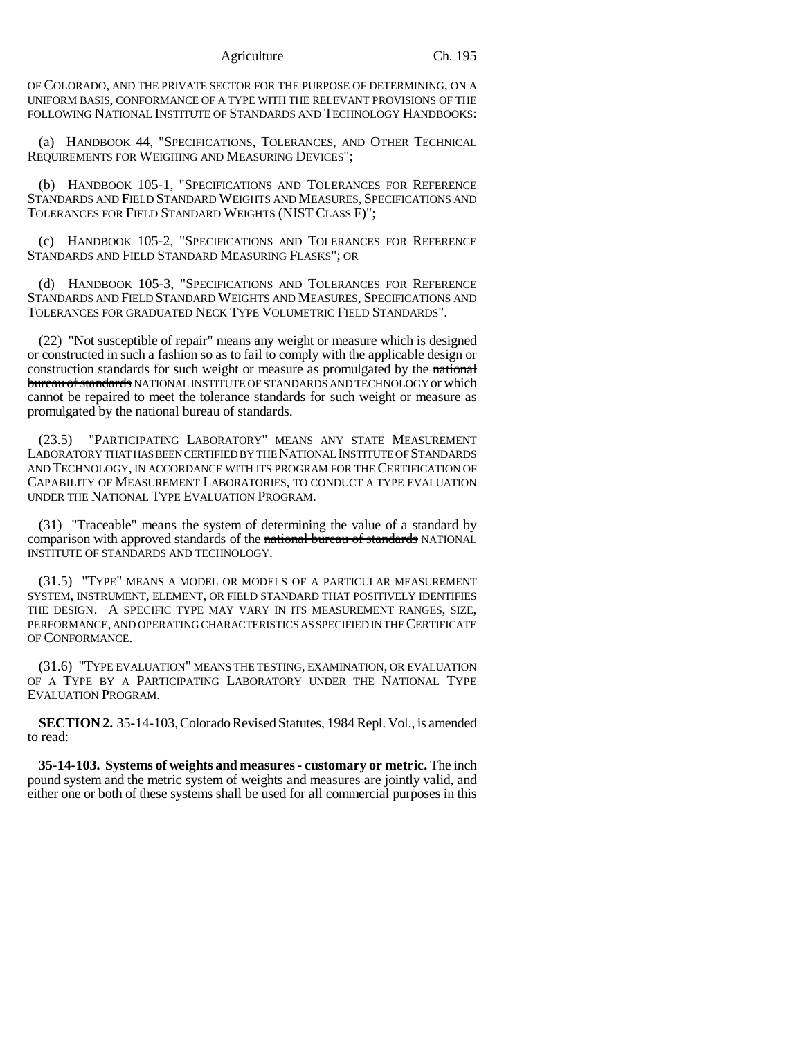OF COLORADO, AND THE PRIVATE SECTOR FOR THE PURPOSE OF DETERMINING, ON A UNIFORM BASIS, CONFORMANCE OF A TYPE WITH THE RELEVANT PROVISIONS OF THE FOLLOWING NATIONAL INSTITUTE OF STANDARDS AND TECHNOLOGY HANDBOOKS:

(a) HANDBOOK 44, "SPECIFICATIONS, TOLERANCES, AND OTHER TECHNICAL REQUIREMENTS FOR WEIGHING AND MEASURING DEVICES";

(b) HANDBOOK 105-1, "SPECIFICATIONS AND TOLERANCES FOR REFERENCE STANDARDS AND FIELD STANDARD WEIGHTS AND MEASURES, SPECIFICATIONS AND TOLERANCES FOR FIELD STANDARD WEIGHTS (NIST CLASS F)";

(c) HANDBOOK 105-2, "SPECIFICATIONS AND TOLERANCES FOR REFERENCE STANDARDS AND FIELD STANDARD MEASURING FLASKS"; OR

(d) HANDBOOK 105-3, "SPECIFICATIONS AND TOLERANCES FOR REFERENCE STANDARDS AND FIELD STANDARD WEIGHTS AND MEASURES, SPECIFICATIONS AND TOLERANCES FOR GRADUATED NECK TYPE VOLUMETRIC FIELD STANDARDS".

(22) "Not susceptible of repair" means any weight or measure which is designed or constructed in such a fashion so as to fail to comply with the applicable design or construction standards for such weight or measure as promulgated by the ~~national bureau of standards~~ NATIONAL INSTITUTE OF STANDARDS AND TECHNOLOGY or which cannot be repaired to meet the tolerance standards for such weight or measure as promulgated by the national bureau of standards.

(23.5) "PARTICIPATING LABORATORY" MEANS ANY STATE MEASUREMENT LABORATORY THAT HAS BEEN CERTIFIED BY THE NATIONAL INSTITUTE OF STANDARDS AND TECHNOLOGY, IN ACCORDANCE WITH ITS PROGRAM FOR THE CERTIFICATION OF CAPABILITY OF MEASUREMENT LABORATORIES, TO CONDUCT A TYPE EVALUATION UNDER THE NATIONAL TYPE EVALUATION PROGRAM.

(31) "Traceable" means the system of determining the value of a standard by comparison with approved standards of the ~~national bureau of standards~~ NATIONAL INSTITUTE OF STANDARDS AND TECHNOLOGY.

(31.5) "TYPE" MEANS A MODEL OR MODELS OF A PARTICULAR MEASUREMENT SYSTEM, INSTRUMENT, ELEMENT, OR FIELD STANDARD THAT POSITIVELY IDENTIFIES THE DESIGN. A SPECIFIC TYPE MAY VARY IN ITS MEASUREMENT RANGES, SIZE, PERFORMANCE, AND OPERATING CHARACTERISTICS AS SPECIFIED IN THE CERTIFICATE OF CONFORMANCE.

(31.6) "TYPE EVALUATION" MEANS THE TESTING, EXAMINATION, OR EVALUATION OF A TYPE BY A PARTICIPATING LABORATORY UNDER THE NATIONAL TYPE EVALUATION PROGRAM.

**SECTION 2.** 35-14-103, Colorado Revised Statutes, 1984 Repl. Vol., is amended to read:

**35-14-103. Systems of weights and measures - customary or metric.** The inch pound system and the metric system of weights and measures are jointly valid, and either one or both of these systems shall be used for all commercial purposes in this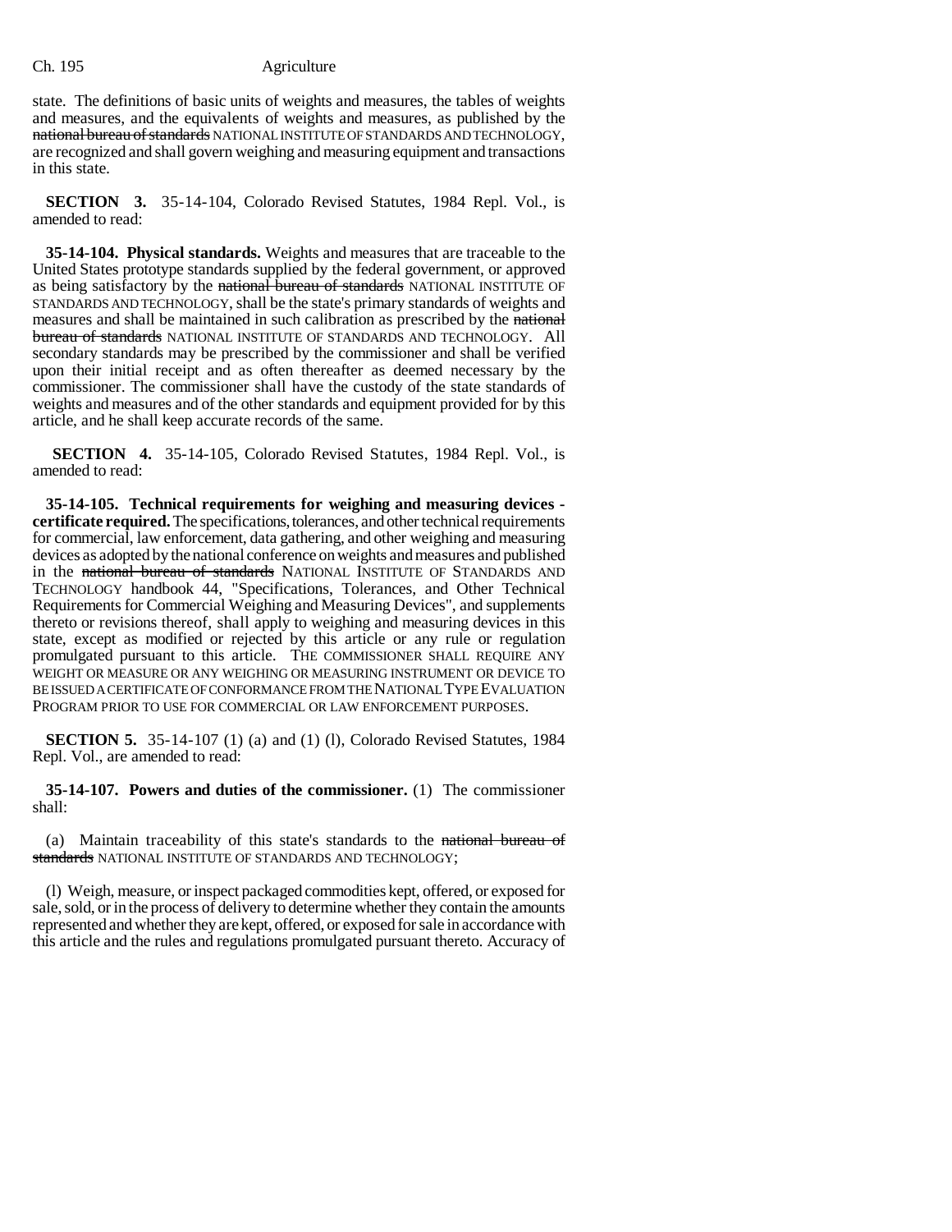state. The definitions of basic units of weights and measures, the tables of weights and measures, and the equivalents of weights and measures, as published by the ~~national bureau of standards~~ NATIONAL INSTITUTE OF STANDARDS AND TECHNOLOGY, are recognized and shall govern weighing and measuring equipment and transactions in this state.

**SECTION 3.** 35-14-104, Colorado Revised Statutes, 1984 Repl. Vol., is amended to read:

**35-14-104. Physical standards.** Weights and measures that are traceable to the United States prototype standards supplied by the federal government, or approved as being satisfactory by the ~~national bureau of standards~~ NATIONAL INSTITUTE OF STANDARDS AND TECHNOLOGY, shall be the state's primary standards of weights and measures and shall be maintained in such calibration as prescribed by the ~~national bureau of standards~~ NATIONAL INSTITUTE OF STANDARDS AND TECHNOLOGY. All secondary standards may be prescribed by the commissioner and shall be verified upon their initial receipt and as often thereafter as deemed necessary by the commissioner. The commissioner shall have the custody of the state standards of weights and measures and of the other standards and equipment provided for by this article, and he shall keep accurate records of the same.

**SECTION 4.** 35-14-105, Colorado Revised Statutes, 1984 Repl. Vol., is amended to read:

**35-14-105. Technical requirements for weighing and measuring devices - certificate required.** The specifications, tolerances, and other technical requirements for commercial, law enforcement, data gathering, and other weighing and measuring devices as adopted by the national conference on weights and measures and published in the ~~national bureau of standards~~ NATIONAL INSTITUTE OF STANDARDS AND TECHNOLOGY handbook 44, "Specifications, Tolerances, and Other Technical Requirements for Commercial Weighing and Measuring Devices", and supplements thereto or revisions thereof, shall apply to weighing and measuring devices in this state, except as modified or rejected by this article or any rule or regulation promulgated pursuant to this article. THE COMMISSIONER SHALL REQUIRE ANY WEIGHT OR MEASURE OR ANY WEIGHING OR MEASURING INSTRUMENT OR DEVICE TO BE ISSUED A CERTIFICATE OF CONFORMANCE FROM THE NATIONAL TYPE EVALUATION PROGRAM PRIOR TO USE FOR COMMERCIAL OR LAW ENFORCEMENT PURPOSES.

**SECTION 5.** 35-14-107 (1) (a) and (1) (l), Colorado Revised Statutes, 1984 Repl. Vol., are amended to read:

**35-14-107. Powers and duties of the commissioner.** (1) The commissioner shall:

(a) Maintain traceability of this state's standards to the ~~national bureau of standards~~ NATIONAL INSTITUTE OF STANDARDS AND TECHNOLOGY;

(l) Weigh, measure, or inspect packaged commodities kept, offered, or exposed for sale, sold, or in the process of delivery to determine whether they contain the amounts represented and whether they are kept, offered, or exposed for sale in accordance with this article and the rules and regulations promulgated pursuant thereto. Accuracy of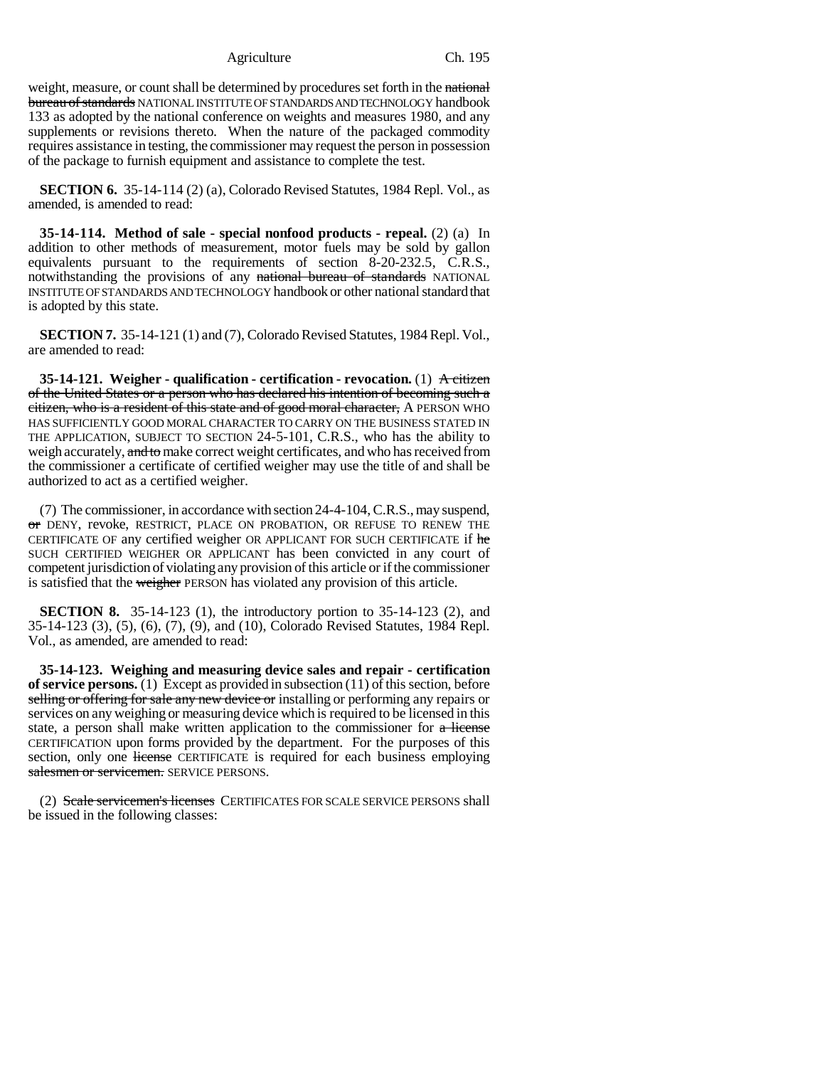weight, measure, or count shall be determined by procedures set forth in the ~~national bureau of standards~~ NATIONAL INSTITUTE OF STANDARDS AND TECHNOLOGY handbook 133 as adopted by the national conference on weights and measures 1980, and any supplements or revisions thereto. When the nature of the packaged commodity requires assistance in testing, the commissioner may request the person in possession of the package to furnish equipment and assistance to complete the test.

**SECTION 6.** 35-14-114 (2) (a), Colorado Revised Statutes, 1984 Repl. Vol., as amended, is amended to read:

**35-14-114. Method of sale - special nonfood products - repeal.** (2) (a) In addition to other methods of measurement, motor fuels may be sold by gallon equivalents pursuant to the requirements of section 8-20-232.5, C.R.S., notwithstanding the provisions of any ~~national bureau of standards~~ NATIONAL INSTITUTE OF STANDARDS AND TECHNOLOGY handbook or other national standard that is adopted by this state.

**SECTION 7.** 35-14-121 (1) and (7), Colorado Revised Statutes, 1984 Repl. Vol., are amended to read:

**35-14-121. Weigher - qualification - certification - revocation.** (1) ~~A citizen of the United States or a person who has declared his intention of becoming such a citizen, who is a resident of this state and of good moral character,~~ A PERSON WHO HAS SUFFICIENTLY GOOD MORAL CHARACTER TO CARRY ON THE BUSINESS STATED IN THE APPLICATION, SUBJECT TO SECTION 24-5-101, C.R.S., who has the ability to weigh accurately, ~~and to~~ make correct weight certificates, and who has received from the commissioner a certificate of certified weigher may use the title of and shall be authorized to act as a certified weigher.

(7) The commissioner, in accordance with section 24-4-104, C.R.S., may suspend, ~~or~~ DENY, revoke, RESTRICT, PLACE ON PROBATION, OR REFUSE TO RENEW THE CERTIFICATE OF any certified weigher OR APPLICANT FOR SUCH CERTIFICATE if ~~he~~ SUCH CERTIFIED WEIGHER OR APPLICANT has been convicted in any court of competent jurisdiction of violating any provision of this article or if the commissioner is satisfied that the ~~weigher~~ PERSON has violated any provision of this article.

**SECTION 8.** 35-14-123 (1), the introductory portion to 35-14-123 (2), and 35-14-123 (3), (5), (6), (7), (9), and (10), Colorado Revised Statutes, 1984 Repl. Vol., as amended, are amended to read:

**35-14-123. Weighing and measuring device sales and repair - certification of service persons.** (1) Except as provided in subsection (11) of this section, before ~~selling or offering for sale any new device or~~ installing or performing any repairs or services on any weighing or measuring device which is required to be licensed in this state, a person shall make written application to the commissioner for ~~a license~~ CERTIFICATION upon forms provided by the department. For the purposes of this section, only one ~~license~~ CERTIFICATE is required for each business employing ~~salesmen or servicemen.~~ SERVICE PERSONS.

(2) ~~Scale servicemen's licenses~~ CERTIFICATES FOR SCALE SERVICE PERSONS shall be issued in the following classes: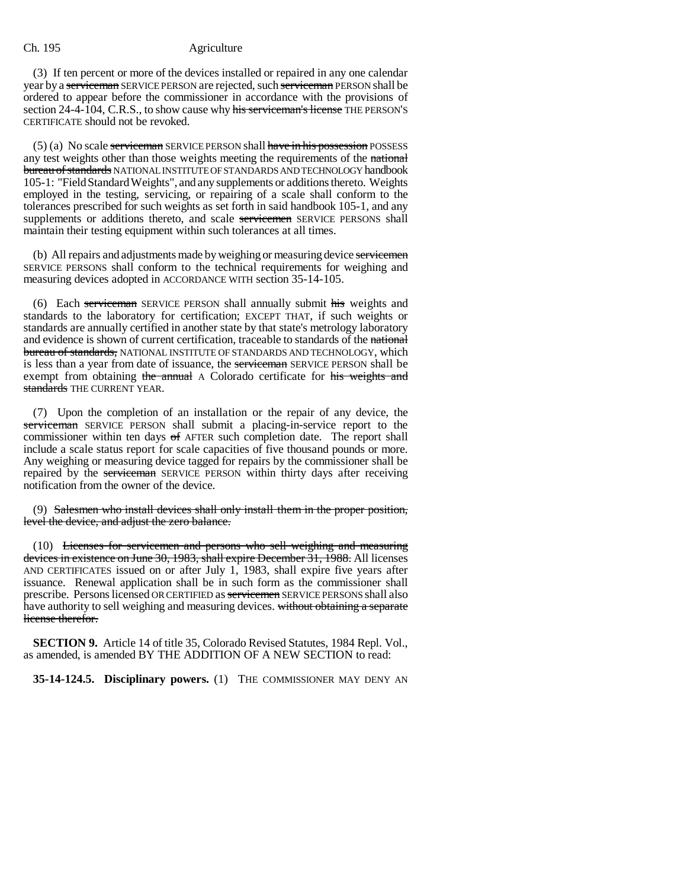(3) If ten percent or more of the devices installed or repaired in any one calendar year by a ~~serviceman~~ SERVICE PERSON are rejected, such ~~serviceman~~ PERSON shall be ordered to appear before the commissioner in accordance with the provisions of section 24-4-104, C.R.S., to show cause why ~~his serviceman's license~~ THE PERSON'S CERTIFICATE should not be revoked.

(5) (a) No scale ~~serviceman~~ SERVICE PERSON shall ~~have in his possession~~ POSSESS any test weights other than those weights meeting the requirements of the ~~national bureau of standards~~ NATIONAL INSTITUTE OF STANDARDS AND TECHNOLOGY handbook 105-1: "Field Standard Weights", and any supplements or additions thereto. Weights employed in the testing, servicing, or repairing of a scale shall conform to the tolerances prescribed for such weights as set forth in said handbook 105-1, and any supplements or additions thereto, and scale ~~servicemen~~ SERVICE PERSONS shall maintain their testing equipment within such tolerances at all times.

(b) All repairs and adjustments made by weighing or measuring device ~~servicemen~~ SERVICE PERSONS shall conform to the technical requirements for weighing and measuring devices adopted in ACCORDANCE WITH section 35-14-105.

(6) Each ~~serviceman~~ SERVICE PERSON shall annually submit ~~his~~ weights and standards to the laboratory for certification; EXCEPT THAT, if such weights or standards are annually certified in another state by that state's metrology laboratory and evidence is shown of current certification, traceable to standards of the ~~national bureau of standards,~~ NATIONAL INSTITUTE OF STANDARDS AND TECHNOLOGY, which is less than a year from date of issuance, the ~~serviceman~~ SERVICE PERSON shall be exempt from obtaining ~~the annual~~ A Colorado certificate for ~~his weights and standards~~ THE CURRENT YEAR.

(7) Upon the completion of an installation or the repair of any device, the ~~serviceman~~ SERVICE PERSON shall submit a placing-in-service report to the commissioner within ten days ~~of~~ AFTER such completion date. The report shall include a scale status report for scale capacities of five thousand pounds or more. Any weighing or measuring device tagged for repairs by the commissioner shall be repaired by the ~~serviceman~~ SERVICE PERSON within thirty days after receiving notification from the owner of the device.

(9) ~~Salesmen who install devices shall only install them in the proper position, level the device, and adjust the zero balance.~~

(10) ~~Licenses for servicemen and persons who sell weighing and measuring devices in existence on June 30, 1983, shall expire December 31, 1988.~~ All licenses AND CERTIFICATES issued on or after July 1, 1983, shall expire five years after issuance. Renewal application shall be in such form as the commissioner shall prescribe. Persons licensed OR CERTIFIED as ~~servicemen~~ SERVICE PERSONS shall also have authority to sell weighing and measuring devices. ~~without obtaining a separate license therefor.~~

**SECTION 9.** Article 14 of title 35, Colorado Revised Statutes, 1984 Repl. Vol., as amended, is amended BY THE ADDITION OF A NEW SECTION to read:

**35-14-124.5. Disciplinary powers.** (1) THE COMMISSIONER MAY DENY AN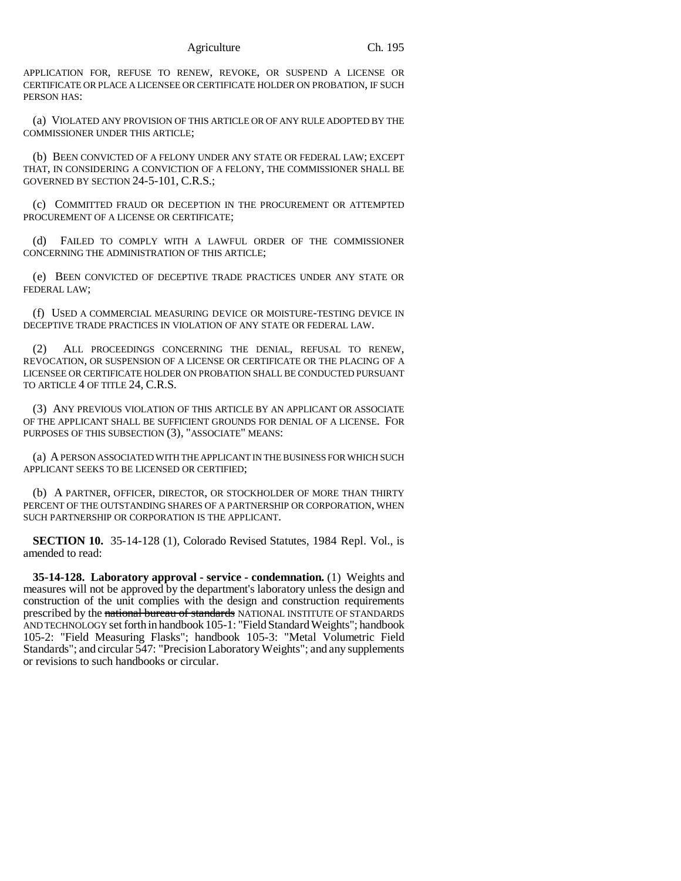APPLICATION FOR, REFUSE TO RENEW, REVOKE, OR SUSPEND A LICENSE OR CERTIFICATE OR PLACE A LICENSEE OR CERTIFICATE HOLDER ON PROBATION, IF SUCH PERSON HAS:

(a) VIOLATED ANY PROVISION OF THIS ARTICLE OR OF ANY RULE ADOPTED BY THE COMMISSIONER UNDER THIS ARTICLE;

(b) BEEN CONVICTED OF A FELONY UNDER ANY STATE OR FEDERAL LAW; EXCEPT THAT, IN CONSIDERING A CONVICTION OF A FELONY, THE COMMISSIONER SHALL BE GOVERNED BY SECTION 24-5-101, C.R.S.;

(c) COMMITTED FRAUD OR DECEPTION IN THE PROCUREMENT OR ATTEMPTED PROCUREMENT OF A LICENSE OR CERTIFICATE;

(d) FAILED TO COMPLY WITH A LAWFUL ORDER OF THE COMMISSIONER CONCERNING THE ADMINISTRATION OF THIS ARTICLE;

(e) BEEN CONVICTED OF DECEPTIVE TRADE PRACTICES UNDER ANY STATE OR FEDERAL LAW;

(f) USED A COMMERCIAL MEASURING DEVICE OR MOISTURE-TESTING DEVICE IN DECEPTIVE TRADE PRACTICES IN VIOLATION OF ANY STATE OR FEDERAL LAW.

(2) ALL PROCEEDINGS CONCERNING THE DENIAL, REFUSAL TO RENEW, REVOCATION, OR SUSPENSION OF A LICENSE OR CERTIFICATE OR THE PLACING OF A LICENSEE OR CERTIFICATE HOLDER ON PROBATION SHALL BE CONDUCTED PURSUANT TO ARTICLE 4 OF TITLE 24, C.R.S.

(3) ANY PREVIOUS VIOLATION OF THIS ARTICLE BY AN APPLICANT OR ASSOCIATE OF THE APPLICANT SHALL BE SUFFICIENT GROUNDS FOR DENIAL OF A LICENSE. FOR PURPOSES OF THIS SUBSECTION (3), "ASSOCIATE" MEANS:

(a) A PERSON ASSOCIATED WITH THE APPLICANT IN THE BUSINESS FOR WHICH SUCH APPLICANT SEEKS TO BE LICENSED OR CERTIFIED;

(b) A PARTNER, OFFICER, DIRECTOR, OR STOCKHOLDER OF MORE THAN THIRTY PERCENT OF THE OUTSTANDING SHARES OF A PARTNERSHIP OR CORPORATION, WHEN SUCH PARTNERSHIP OR CORPORATION IS THE APPLICANT.

**SECTION 10.** 35-14-128 (1), Colorado Revised Statutes, 1984 Repl. Vol., is amended to read:

**35-14-128. Laboratory approval - service - condemnation.** (1) Weights and measures will not be approved by the department's laboratory unless the design and construction of the unit complies with the design and construction requirements prescribed by the ~~national bureau of standards~~ NATIONAL INSTITUTE OF STANDARDS AND TECHNOLOGY set forth in handbook 105-1: "Field Standard Weights"; handbook 105-2: "Field Measuring Flasks"; handbook 105-3: "Metal Volumetric Field Standards"; and circular 547: "Precision Laboratory Weights"; and any supplements or revisions to such handbooks or circular.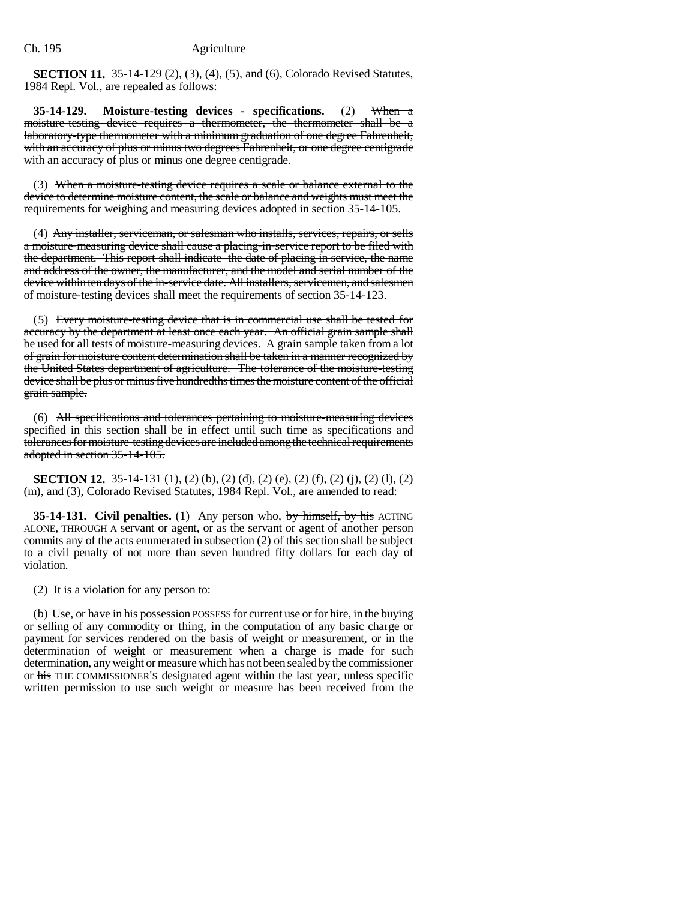**SECTION 11.** 35-14-129 (2), (3), (4), (5), and (6), Colorado Revised Statutes, 1984 Repl. Vol., are repealed as follows:

**35-14-129. Moisture-testing devices - specifications.** (2) ~~When a moisture-testing device requires a thermometer, the thermometer shall be a laboratory-type thermometer with a minimum graduation of one degree Fahrenheit, with an accuracy of plus or minus two degrees Fahrenheit, or one degree centigrade with an accuracy of plus or minus one degree centigrade.~~

(3) ~~When a moisture-testing device requires a scale or balance external to the device to determine moisture content, the scale or balance and weights must meet the requirements for weighing and measuring devices adopted in section 35-14-105.~~

(4) ~~Any installer, serviceman, or salesman who installs, services, repairs, or sells a moisture-measuring device shall cause a placing-in-service report to be filed with the department. This report shall indicate the date of placing in service, the name and address of the owner, the manufacturer, and the model and serial number of the device within ten days of the in-service date. All installers, servicemen, and salesmen of moisture-testing devices shall meet the requirements of section 35-14-123.~~

(5) ~~Every moisture-testing device that is in commercial use shall be tested for accuracy by the department at least once each year. An official grain sample shall be used for all tests of moisture-measuring devices. A grain sample taken from a lot of grain for moisture content determination shall be taken in a manner recognized by the United States department of agriculture. The tolerance of the moisture-testing device shall be plus or minus five hundredths times the moisture content of the official grain sample.~~

(6) ~~All specifications and tolerances pertaining to moisture-measuring devices specified in this section shall be in effect until such time as specifications and tolerances for moisture-testing devices are included among the technical requirements adopted in section 35-14-105.~~

**SECTION 12.** 35-14-131 (1), (2) (b), (2) (d), (2) (e), (2) (f), (2) (j), (2) (l), (2) (m), and (3), Colorado Revised Statutes, 1984 Repl. Vol., are amended to read:

**35-14-131. Civil penalties.** (1) Any person who, ~~by himself, by his~~ ACTING ALONE, THROUGH A servant or agent, or as the servant or agent of another person commits any of the acts enumerated in subsection (2) of this section shall be subject to a civil penalty of not more than seven hundred fifty dollars for each day of violation.

(2) It is a violation for any person to:

(b) Use, or ~~have in his possession~~ POSSESS for current use or for hire, in the buying or selling of any commodity or thing, in the computation of any basic charge or payment for services rendered on the basis of weight or measurement, or in the determination of weight or measurement when a charge is made for such determination, any weight or measure which has not been sealed by the commissioner or ~~his~~ THE COMMISSIONER'S designated agent within the last year, unless specific written permission to use such weight or measure has been received from the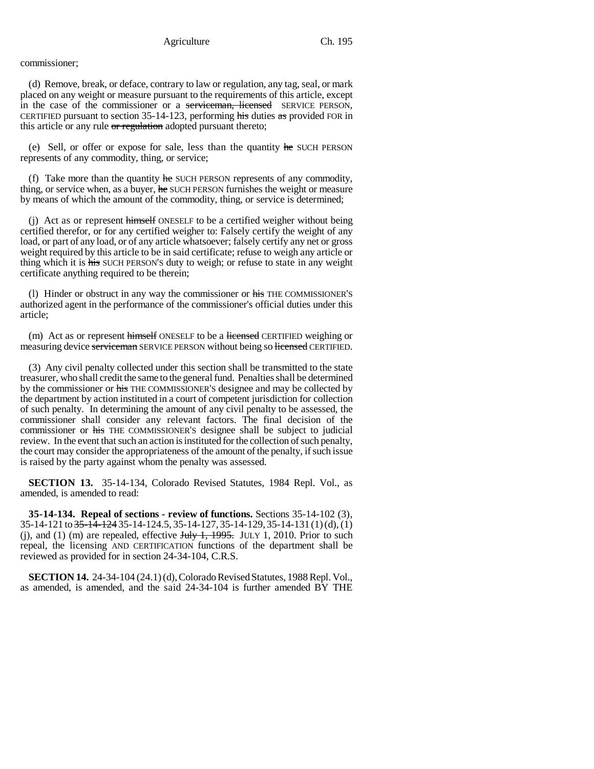commissioner;

(d) Remove, break, or deface, contrary to law or regulation, any tag, seal, or mark placed on any weight or measure pursuant to the requirements of this article, except in the case of the commissioner or a ~~serviceman, licensed~~ SERVICE PERSON, CERTIFIED pursuant to section 35-14-123, performing ~~his~~ duties ~~as~~ provided FOR in this article or any rule ~~or regulation~~ adopted pursuant thereto;

(e) Sell, or offer or expose for sale, less than the quantity ~~he~~ SUCH PERSON represents of any commodity, thing, or service;

(f) Take more than the quantity ~~he~~ SUCH PERSON represents of any commodity, thing, or service when, as a buyer, ~~he~~ SUCH PERSON furnishes the weight or measure by means of which the amount of the commodity, thing, or service is determined;

(j) Act as or represent ~~himself~~ ONESELF to be a certified weigher without being certified therefor, or for any certified weigher to: Falsely certify the weight of any load, or part of any load, or of any article whatsoever; falsely certify any net or gross weight required by this article to be in said certificate; refuse to weigh any article or thing which it is ~~his~~ SUCH PERSON'S duty to weigh; or refuse to state in any weight certificate anything required to be therein;

(l) Hinder or obstruct in any way the commissioner or ~~his~~ THE COMMISSIONER'S authorized agent in the performance of the commissioner's official duties under this article;

(m) Act as or represent ~~himself~~ ONESELF to be a ~~licensed~~ CERTIFIED weighing or measuring device ~~serviceman~~ SERVICE PERSON without being so ~~licensed~~ CERTIFIED.

(3) Any civil penalty collected under this section shall be transmitted to the state treasurer, who shall credit the same to the general fund. Penalties shall be determined by the commissioner or ~~his~~ THE COMMISSIONER'S designee and may be collected by the department by action instituted in a court of competent jurisdiction for collection of such penalty. In determining the amount of any civil penalty to be assessed, the commissioner shall consider any relevant factors. The final decision of the commissioner or ~~his~~ THE COMMISSIONER'S designee shall be subject to judicial review. In the event that such an action is instituted for the collection of such penalty, the court may consider the appropriateness of the amount of the penalty, if such issue is raised by the party against whom the penalty was assessed.

**SECTION 13.** 35-14-134, Colorado Revised Statutes, 1984 Repl. Vol., as amended, is amended to read:

**35-14-134. Repeal of sections - review of functions.** Sections 35-14-102 (3), 35-14-121 to ~~35-14-124~~ 35-14-124.5, 35-14-127, 35-14-129, 35-14-131 (1) (d), (1) (j), and (1) (m) are repealed, effective ~~July 1, 1995.~~ JULY 1, 2010. Prior to such repeal, the licensing AND CERTIFICATION functions of the department shall be reviewed as provided for in section 24-34-104, C.R.S.

**SECTION 14.** 24-34-104 (24.1) (d), Colorado Revised Statutes, 1988 Repl. Vol., as amended, is amended, and the said 24-34-104 is further amended BY THE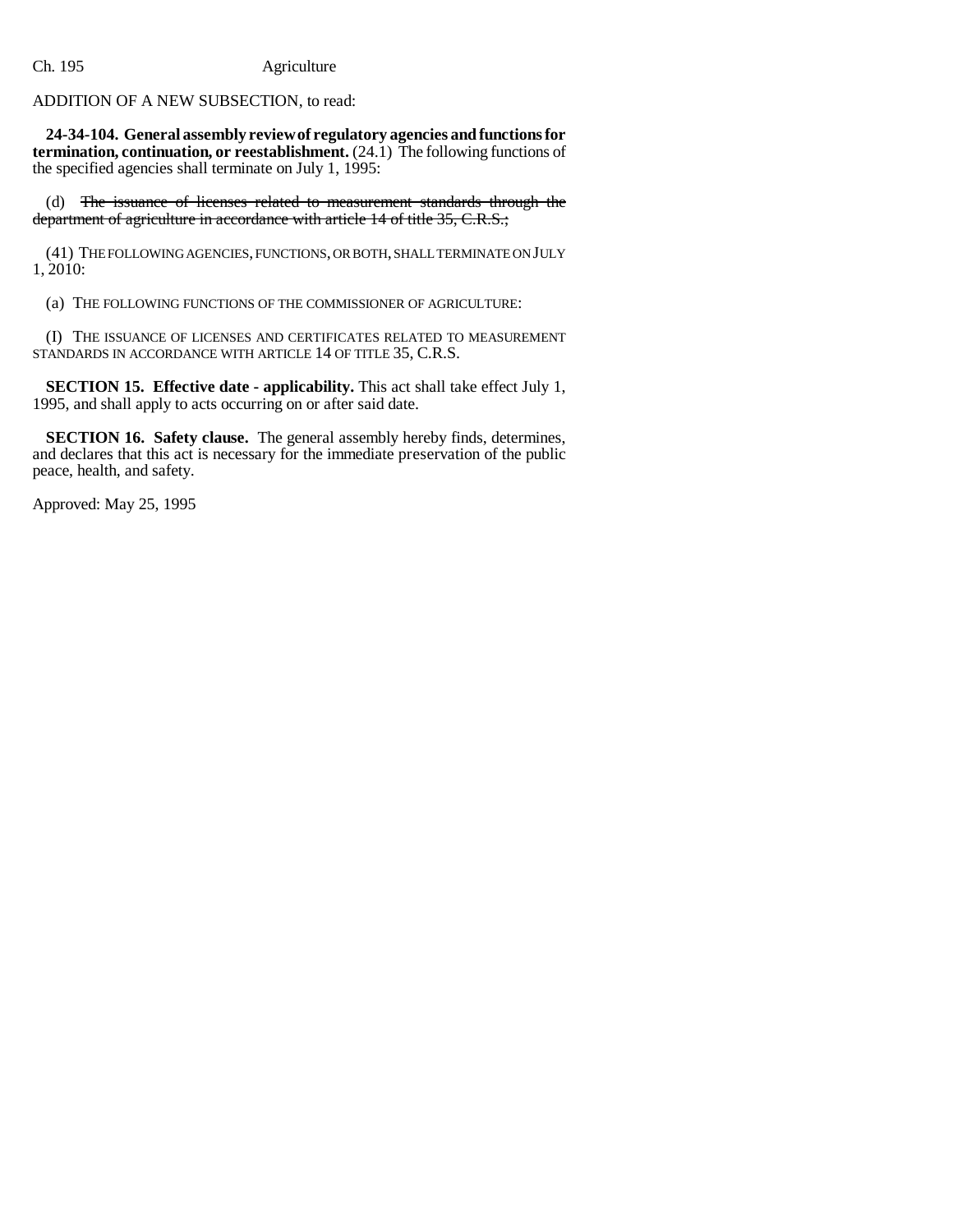ADDITION OF A NEW SUBSECTION, to read:

**24-34-104. General assembly review of regulatory agencies and functions for termination, continuation, or reestablishment.** (24.1) The following functions of the specified agencies shall terminate on July 1, 1995:

(d) ~~The issuance of licenses related to measurement standards through the department of agriculture in accordance with article 14 of title 35, C.R.S.;~~

(41) THE FOLLOWING AGENCIES, FUNCTIONS, OR BOTH, SHALL TERMINATE ON JULY 1, 2010:

(a) THE FOLLOWING FUNCTIONS OF THE COMMISSIONER OF AGRICULTURE:

(I) THE ISSUANCE OF LICENSES AND CERTIFICATES RELATED TO MEASUREMENT STANDARDS IN ACCORDANCE WITH ARTICLE 14 OF TITLE 35, C.R.S.

**SECTION 15. Effective date - applicability.** This act shall take effect July 1, 1995, and shall apply to acts occurring on or after said date.

**SECTION 16. Safety clause.** The general assembly hereby finds, determines, and declares that this act is necessary for the immediate preservation of the public peace, health, and safety.

Approved: May 25, 1995